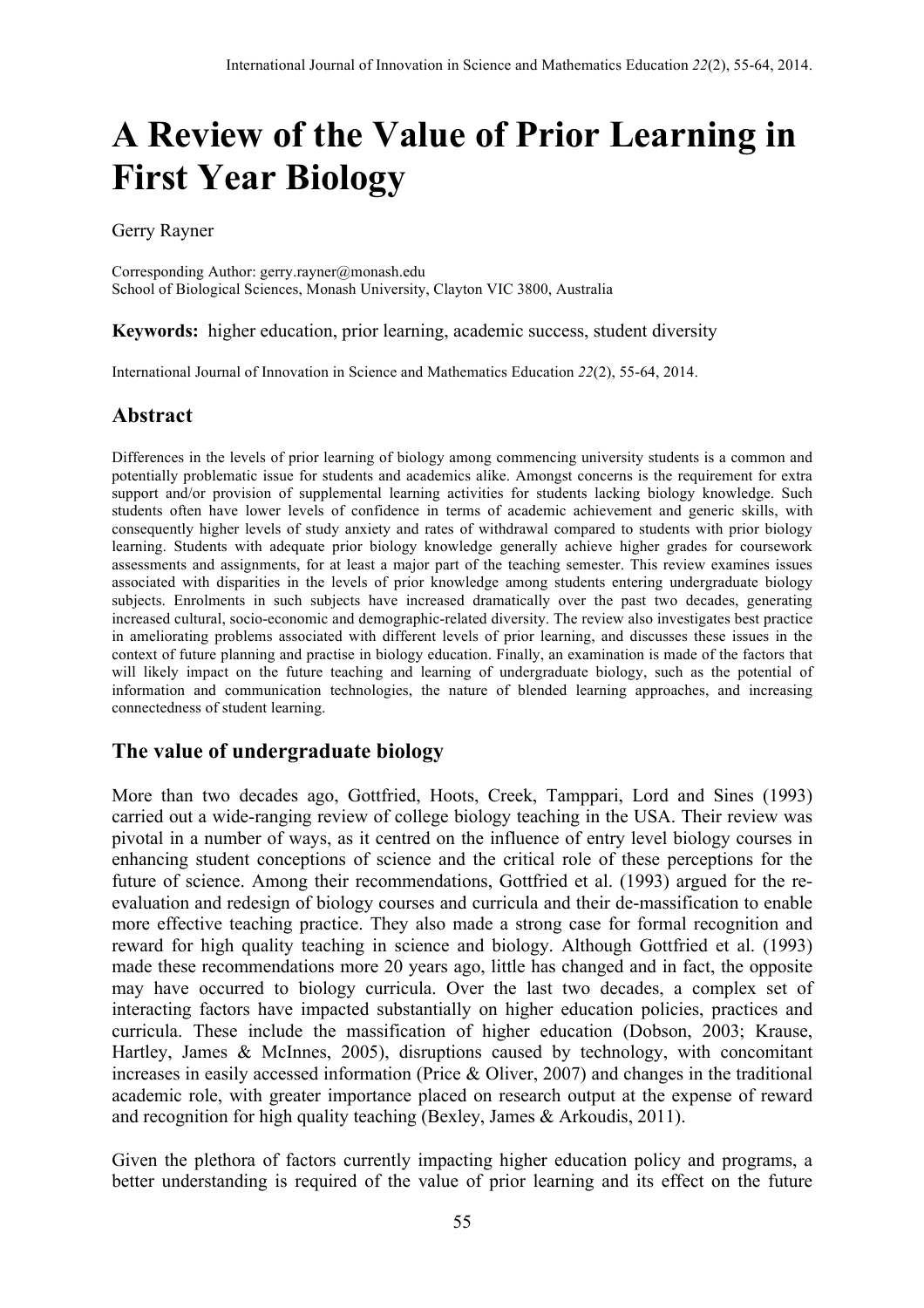# A Review of the Value of Prior Learning in First Year Biology

Gerry Rayner

Corresponding Author: gerry.rayner@monash.edu
School of Biological Sciences, Monash University, Clayton VIC 3800, Australia

**Keywords:** higher education, prior learning, academic success, student diversity

International Journal of Innovation in Science and Mathematics Education *22*(2), 55-64, 2014.

## Abstract

Differences in the levels of prior learning of biology among commencing university students is a common and potentially problematic issue for students and academics alike. Amongst concerns is the requirement for extra support and/or provision of supplemental learning activities for students lacking biology knowledge. Such students often have lower levels of confidence in terms of academic achievement and generic skills, with consequently higher levels of study anxiety and rates of withdrawal compared to students with prior biology learning. Students with adequate prior biology knowledge generally achieve higher grades for coursework assessments and assignments, for at least a major part of the teaching semester. This review examines issues associated with disparities in the levels of prior knowledge among students entering undergraduate biology subjects. Enrolments in such subjects have increased dramatically over the past two decades, generating increased cultural, socio-economic and demographic-related diversity. The review also investigates best practice in ameliorating problems associated with different levels of prior learning, and discusses these issues in the context of future planning and practise in biology education. Finally, an examination is made of the factors that will likely impact on the future teaching and learning of undergraduate biology, such as the potential of information and communication technologies, the nature of blended learning approaches, and increasing connectedness of student learning.

## The value of undergraduate biology

More than two decades ago, Gottfried, Hoots, Creek, Tamppari, Lord and Sines (1993) carried out a wide-ranging review of college biology teaching in the USA. Their review was pivotal in a number of ways, as it centred on the influence of entry level biology courses in enhancing student conceptions of science and the critical role of these perceptions for the future of science. Among their recommendations, Gottfried et al. (1993) argued for the re-evaluation and redesign of biology courses and curricula and their de-massification to enable more effective teaching practice. They also made a strong case for formal recognition and reward for high quality teaching in science and biology. Although Gottfried et al. (1993) made these recommendations more 20 years ago, little has changed and in fact, the opposite may have occurred to biology curricula. Over the last two decades, a complex set of interacting factors have impacted substantially on higher education policies, practices and curricula. These include the massification of higher education (Dobson, 2003; Krause, Hartley, James & McInnes, 2005), disruptions caused by technology, with concomitant increases in easily accessed information (Price & Oliver, 2007) and changes in the traditional academic role, with greater importance placed on research output at the expense of reward and recognition for high quality teaching (Bexley, James & Arkoudis, 2011).

Given the plethora of factors currently impacting higher education policy and programs, a better understanding is required of the value of prior learning and its effect on the future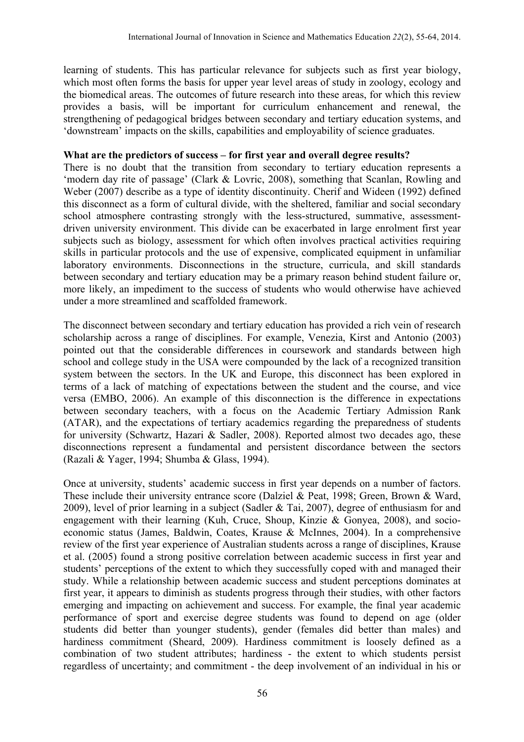learning of students. This has particular relevance for subjects such as first year biology, which most often forms the basis for upper year level areas of study in zoology, ecology and the biomedical areas. The outcomes of future research into these areas, for which this review provides a basis, will be important for curriculum enhancement and renewal, the strengthening of pedagogical bridges between secondary and tertiary education systems, and 'downstream' impacts on the skills, capabilities and employability of science graduates.

**What are the predictors of success – for first year and overall degree results?**

There is no doubt that the transition from secondary to tertiary education represents a 'modern day rite of passage' (Clark & Lovric, 2008), something that Scanlan, Rowling and Weber (2007) describe as a type of identity discontinuity. Cherif and Wideen (1992) defined this disconnect as a form of cultural divide, with the sheltered, familiar and social secondary school atmosphere contrasting strongly with the less-structured, summative, assessment-driven university environment. This divide can be exacerbated in large enrolment first year subjects such as biology, assessment for which often involves practical activities requiring skills in particular protocols and the use of expensive, complicated equipment in unfamiliar laboratory environments. Disconnections in the structure, curricula, and skill standards between secondary and tertiary education may be a primary reason behind student failure or, more likely, an impediment to the success of students who would otherwise have achieved under a more streamlined and scaffolded framework.

The disconnect between secondary and tertiary education has provided a rich vein of research scholarship across a range of disciplines. For example, Venezia, Kirst and Antonio (2003) pointed out that the considerable differences in coursework and standards between high school and college study in the USA were compounded by the lack of a recognized transition system between the sectors. In the UK and Europe, this disconnect has been explored in terms of a lack of matching of expectations between the student and the course, and vice versa (EMBO, 2006). An example of this disconnection is the difference in expectations between secondary teachers, with a focus on the Academic Tertiary Admission Rank (ATAR), and the expectations of tertiary academics regarding the preparedness of students for university (Schwartz, Hazari & Sadler, 2008). Reported almost two decades ago, these disconnections represent a fundamental and persistent discordance between the sectors (Razali & Yager, 1994; Shumba & Glass, 1994).

Once at university, students' academic success in first year depends on a number of factors. These include their university entrance score (Dalziel & Peat, 1998; Green, Brown & Ward, 2009), level of prior learning in a subject (Sadler & Tai, 2007), degree of enthusiasm for and engagement with their learning (Kuh, Cruce, Shoup, Kinzie & Gonyea, 2008), and socio-economic status (James, Baldwin, Coates, Krause & McInnes, 2004). In a comprehensive review of the first year experience of Australian students across a range of disciplines, Krause et al. (2005) found a strong positive correlation between academic success in first year and students' perceptions of the extent to which they successfully coped with and managed their study. While a relationship between academic success and student perceptions dominates at first year, it appears to diminish as students progress through their studies, with other factors emerging and impacting on achievement and success. For example, the final year academic performance of sport and exercise degree students was found to depend on age (older students did better than younger students), gender (females did better than males) and hardiness commitment (Sheard, 2009). Hardiness commitment is loosely defined as a combination of two student attributes; hardiness - the extent to which students persist regardless of uncertainty; and commitment - the deep involvement of an individual in his or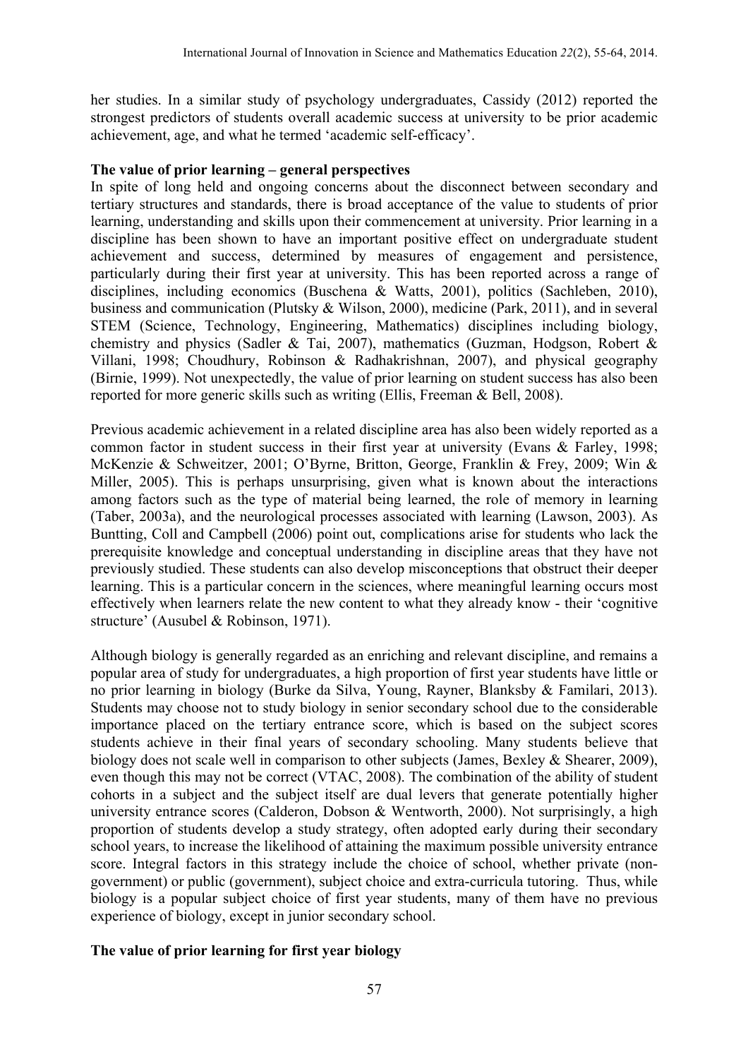her studies. In a similar study of psychology undergraduates, Cassidy (2012) reported the strongest predictors of students overall academic success at university to be prior academic achievement, age, and what he termed 'academic self-efficacy'.

**The value of prior learning – general perspectives**

In spite of long held and ongoing concerns about the disconnect between secondary and tertiary structures and standards, there is broad acceptance of the value to students of prior learning, understanding and skills upon their commencement at university. Prior learning in a discipline has been shown to have an important positive effect on undergraduate student achievement and success, determined by measures of engagement and persistence, particularly during their first year at university. This has been reported across a range of disciplines, including economics (Buschena & Watts, 2001), politics (Sachleben, 2010), business and communication (Plutsky & Wilson, 2000), medicine (Park, 2011), and in several STEM (Science, Technology, Engineering, Mathematics) disciplines including biology, chemistry and physics (Sadler & Tai, 2007), mathematics (Guzman, Hodgson, Robert & Villani, 1998; Choudhury, Robinson & Radhakrishnan, 2007), and physical geography (Birnie, 1999). Not unexpectedly, the value of prior learning on student success has also been reported for more generic skills such as writing (Ellis, Freeman & Bell, 2008).

Previous academic achievement in a related discipline area has also been widely reported as a common factor in student success in their first year at university (Evans & Farley, 1998; McKenzie & Schweitzer, 2001; O'Byrne, Britton, George, Franklin & Frey, 2009; Win & Miller, 2005). This is perhaps unsurprising, given what is known about the interactions among factors such as the type of material being learned, the role of memory in learning (Taber, 2003a), and the neurological processes associated with learning (Lawson, 2003). As Buntting, Coll and Campbell (2006) point out, complications arise for students who lack the prerequisite knowledge and conceptual understanding in discipline areas that they have not previously studied. These students can also develop misconceptions that obstruct their deeper learning. This is a particular concern in the sciences, where meaningful learning occurs most effectively when learners relate the new content to what they already know - their 'cognitive structure' (Ausubel & Robinson, 1971).

Although biology is generally regarded as an enriching and relevant discipline, and remains a popular area of study for undergraduates, a high proportion of first year students have little or no prior learning in biology (Burke da Silva, Young, Rayner, Blanksby & Familari, 2013). Students may choose not to study biology in senior secondary school due to the considerable importance placed on the tertiary entrance score, which is based on the subject scores students achieve in their final years of secondary schooling. Many students believe that biology does not scale well in comparison to other subjects (James, Bexley & Shearer, 2009), even though this may not be correct (VTAC, 2008). The combination of the ability of student cohorts in a subject and the subject itself are dual levers that generate potentially higher university entrance scores (Calderon, Dobson & Wentworth, 2000). Not surprisingly, a high proportion of students develop a study strategy, often adopted early during their secondary school years, to increase the likelihood of attaining the maximum possible university entrance score. Integral factors in this strategy include the choice of school, whether private (non-government) or public (government), subject choice and extra-curricula tutoring. Thus, while biology is a popular subject choice of first year students, many of them have no previous experience of biology, except in junior secondary school.

**The value of prior learning for first year biology**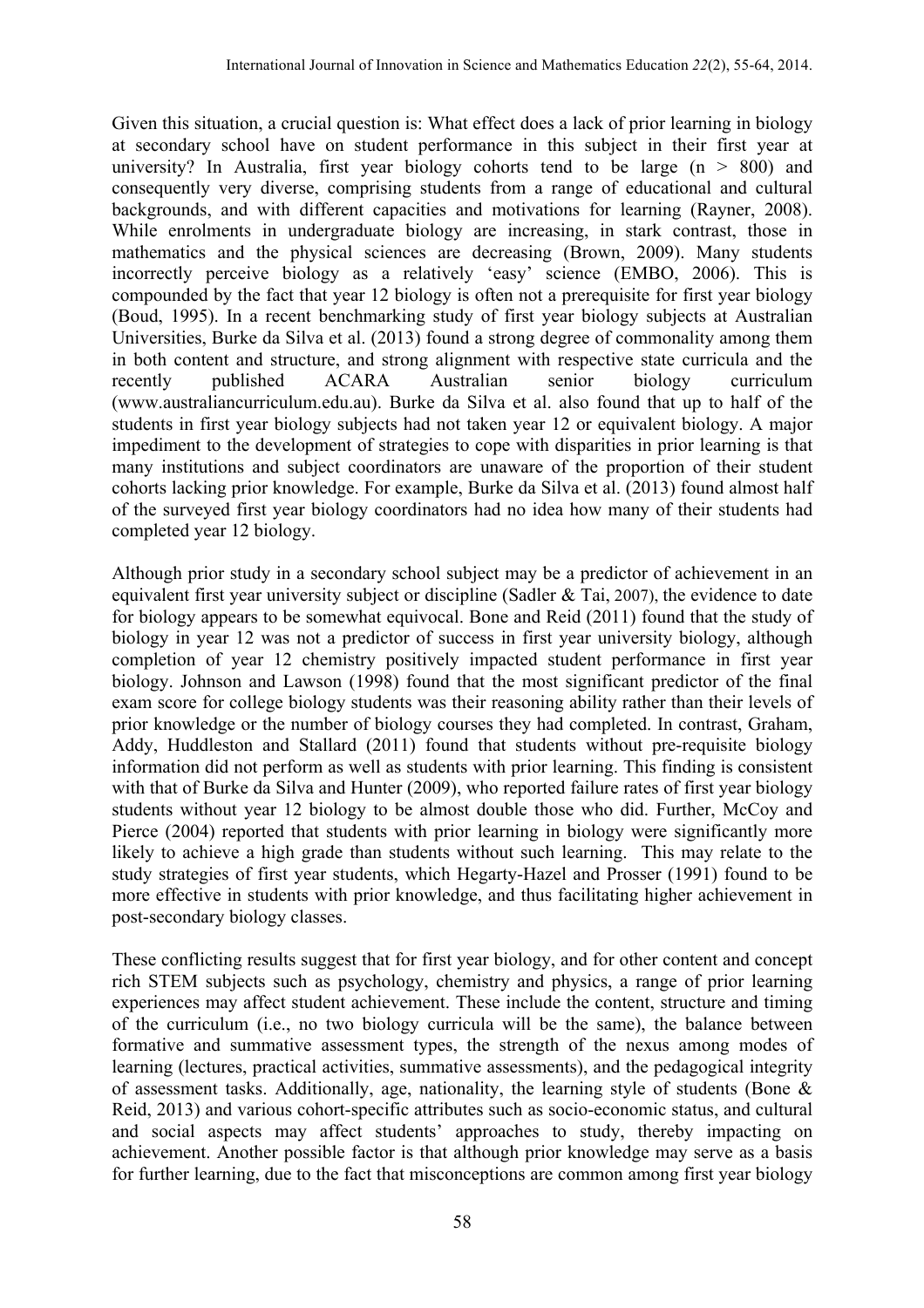Given this situation, a crucial question is: What effect does a lack of prior learning in biology at secondary school have on student performance in this subject in their first year at university? In Australia, first year biology cohorts tend to be large (n > 800) and consequently very diverse, comprising students from a range of educational and cultural backgrounds, and with different capacities and motivations for learning (Rayner, 2008). While enrolments in undergraduate biology are increasing, in stark contrast, those in mathematics and the physical sciences are decreasing (Brown, 2009). Many students incorrectly perceive biology as a relatively 'easy' science (EMBO, 2006). This is compounded by the fact that year 12 biology is often not a prerequisite for first year biology (Boud, 1995). In a recent benchmarking study of first year biology subjects at Australian Universities, Burke da Silva et al. (2013) found a strong degree of commonality among them in both content and structure, and strong alignment with respective state curricula and the recently published ACARA Australian senior biology curriculum (www.australiancurriculum.edu.au). Burke da Silva et al. also found that up to half of the students in first year biology subjects had not taken year 12 or equivalent biology. A major impediment to the development of strategies to cope with disparities in prior learning is that many institutions and subject coordinators are unaware of the proportion of their student cohorts lacking prior knowledge. For example, Burke da Silva et al. (2013) found almost half of the surveyed first year biology coordinators had no idea how many of their students had completed year 12 biology.

Although prior study in a secondary school subject may be a predictor of achievement in an equivalent first year university subject or discipline (Sadler & Tai, 2007), the evidence to date for biology appears to be somewhat equivocal. Bone and Reid (2011) found that the study of biology in year 12 was not a predictor of success in first year university biology, although completion of year 12 chemistry positively impacted student performance in first year biology. Johnson and Lawson (1998) found that the most significant predictor of the final exam score for college biology students was their reasoning ability rather than their levels of prior knowledge or the number of biology courses they had completed. In contrast, Graham, Addy, Huddleston and Stallard (2011) found that students without pre-requisite biology information did not perform as well as students with prior learning. This finding is consistent with that of Burke da Silva and Hunter (2009), who reported failure rates of first year biology students without year 12 biology to be almost double those who did. Further, McCoy and Pierce (2004) reported that students with prior learning in biology were significantly more likely to achieve a high grade than students without such learning. This may relate to the study strategies of first year students, which Hegarty-Hazel and Prosser (1991) found to be more effective in students with prior knowledge, and thus facilitating higher achievement in post-secondary biology classes.

These conflicting results suggest that for first year biology, and for other content and concept rich STEM subjects such as psychology, chemistry and physics, a range of prior learning experiences may affect student achievement. These include the content, structure and timing of the curriculum (i.e., no two biology curricula will be the same), the balance between formative and summative assessment types, the strength of the nexus among modes of learning (lectures, practical activities, summative assessments), and the pedagogical integrity of assessment tasks. Additionally, age, nationality, the learning style of students (Bone & Reid, 2013) and various cohort-specific attributes such as socio-economic status, and cultural and social aspects may affect students' approaches to study, thereby impacting on achievement. Another possible factor is that although prior knowledge may serve as a basis for further learning, due to the fact that misconceptions are common among first year biology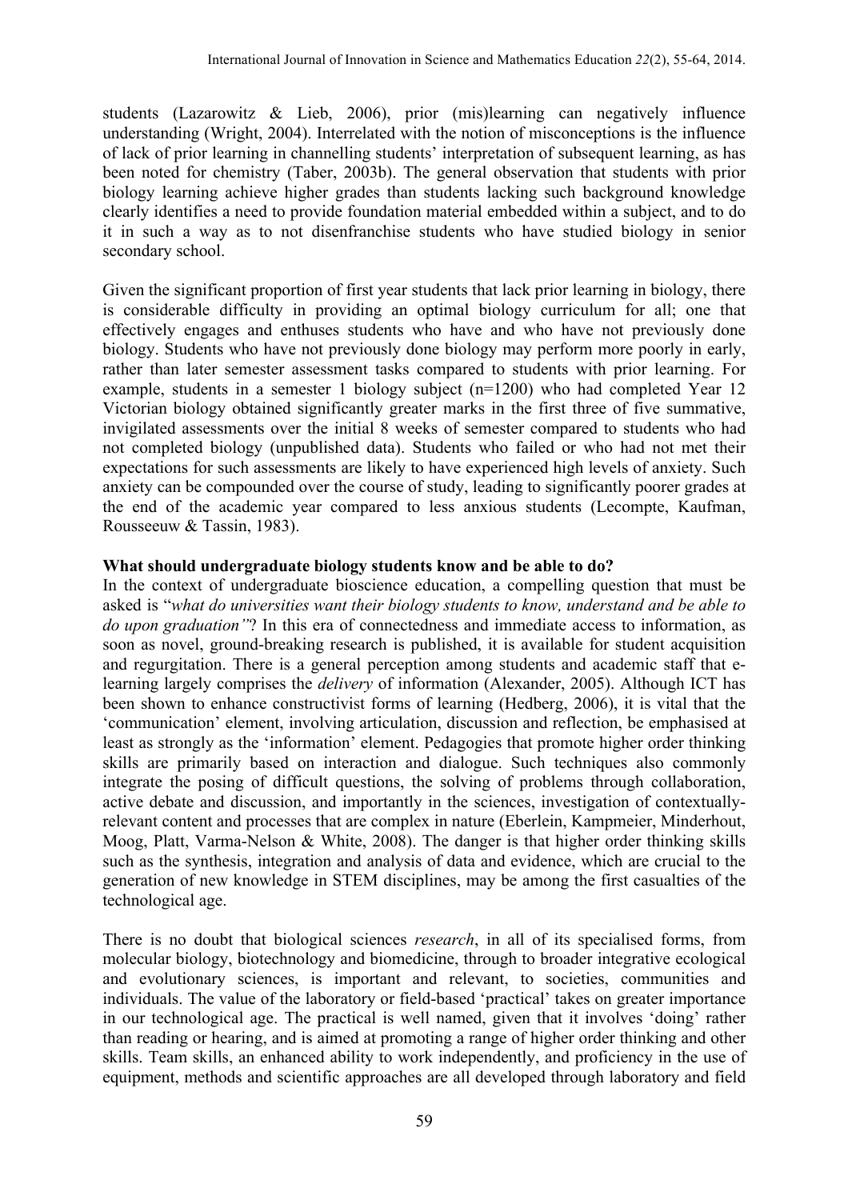students (Lazarowitz & Lieb, 2006), prior (mis)learning can negatively influence understanding (Wright, 2004). Interrelated with the notion of misconceptions is the influence of lack of prior learning in channelling students' interpretation of subsequent learning, as has been noted for chemistry (Taber, 2003b). The general observation that students with prior biology learning achieve higher grades than students lacking such background knowledge clearly identifies a need to provide foundation material embedded within a subject, and to do it in such a way as to not disenfranchise students who have studied biology in senior secondary school.

Given the significant proportion of first year students that lack prior learning in biology, there is considerable difficulty in providing an optimal biology curriculum for all; one that effectively engages and enthuses students who have and who have not previously done biology. Students who have not previously done biology may perform more poorly in early, rather than later semester assessment tasks compared to students with prior learning. For example, students in a semester 1 biology subject (n=1200) who had completed Year 12 Victorian biology obtained significantly greater marks in the first three of five summative, invigilated assessments over the initial 8 weeks of semester compared to students who had not completed biology (unpublished data). Students who failed or who had not met their expectations for such assessments are likely to have experienced high levels of anxiety. Such anxiety can be compounded over the course of study, leading to significantly poorer grades at the end of the academic year compared to less anxious students (Lecompte, Kaufman, Rousseeuw & Tassin, 1983).

**What should undergraduate biology students know and be able to do?**

In the context of undergraduate bioscience education, a compelling question that must be asked is "*what do universities want their biology students to know, understand and be able to do upon graduation"*? In this era of connectedness and immediate access to information, as soon as novel, ground-breaking research is published, it is available for student acquisition and regurgitation. There is a general perception among students and academic staff that e-learning largely comprises the *delivery* of information (Alexander, 2005). Although ICT has been shown to enhance constructivist forms of learning (Hedberg, 2006), it is vital that the 'communication' element, involving articulation, discussion and reflection, be emphasised at least as strongly as the 'information' element. Pedagogies that promote higher order thinking skills are primarily based on interaction and dialogue. Such techniques also commonly integrate the posing of difficult questions, the solving of problems through collaboration, active debate and discussion, and importantly in the sciences, investigation of contextually-relevant content and processes that are complex in nature (Eberlein, Kampmeier, Minderhout, Moog, Platt, Varma-Nelson & White, 2008). The danger is that higher order thinking skills such as the synthesis, integration and analysis of data and evidence, which are crucial to the generation of new knowledge in STEM disciplines, may be among the first casualties of the technological age.

There is no doubt that biological sciences *research*, in all of its specialised forms, from molecular biology, biotechnology and biomedicine, through to broader integrative ecological and evolutionary sciences, is important and relevant, to societies, communities and individuals. The value of the laboratory or field-based 'practical' takes on greater importance in our technological age. The practical is well named, given that it involves 'doing' rather than reading or hearing, and is aimed at promoting a range of higher order thinking and other skills. Team skills, an enhanced ability to work independently, and proficiency in the use of equipment, methods and scientific approaches are all developed through laboratory and field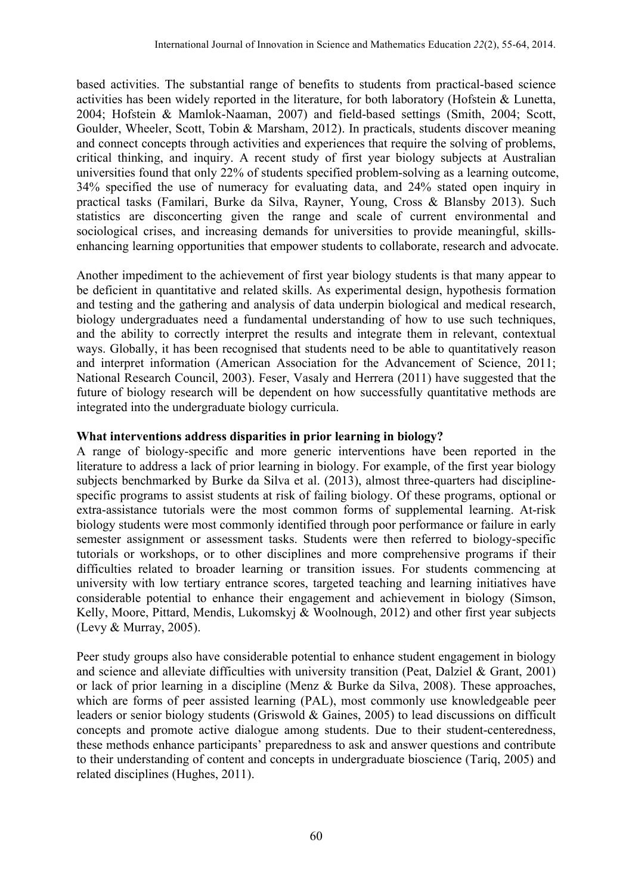based activities. The substantial range of benefits to students from practical-based science activities has been widely reported in the literature, for both laboratory (Hofstein & Lunetta, 2004; Hofstein & Mamlok-Naaman, 2007) and field-based settings (Smith, 2004; Scott, Goulder, Wheeler, Scott, Tobin & Marsham, 2012). In practicals, students discover meaning and connect concepts through activities and experiences that require the solving of problems, critical thinking, and inquiry. A recent study of first year biology subjects at Australian universities found that only 22% of students specified problem-solving as a learning outcome, 34% specified the use of numeracy for evaluating data, and 24% stated open inquiry in practical tasks (Familari, Burke da Silva, Rayner, Young, Cross & Blansby 2013). Such statistics are disconcerting given the range and scale of current environmental and sociological crises, and increasing demands for universities to provide meaningful, skills-enhancing learning opportunities that empower students to collaborate, research and advocate.

Another impediment to the achievement of first year biology students is that many appear to be deficient in quantitative and related skills. As experimental design, hypothesis formation and testing and the gathering and analysis of data underpin biological and medical research, biology undergraduates need a fundamental understanding of how to use such techniques, and the ability to correctly interpret the results and integrate them in relevant, contextual ways. Globally, it has been recognised that students need to be able to quantitatively reason and interpret information (American Association for the Advancement of Science, 2011; National Research Council, 2003). Feser, Vasaly and Herrera (2011) have suggested that the future of biology research will be dependent on how successfully quantitative methods are integrated into the undergraduate biology curricula.

**What interventions address disparities in prior learning in biology?**

A range of biology-specific and more generic interventions have been reported in the literature to address a lack of prior learning in biology. For example, of the first year biology subjects benchmarked by Burke da Silva et al. (2013), almost three-quarters had discipline-specific programs to assist students at risk of failing biology. Of these programs, optional or extra-assistance tutorials were the most common forms of supplemental learning. At-risk biology students were most commonly identified through poor performance or failure in early semester assignment or assessment tasks. Students were then referred to biology-specific tutorials or workshops, or to other disciplines and more comprehensive programs if their difficulties related to broader learning or transition issues. For students commencing at university with low tertiary entrance scores, targeted teaching and learning initiatives have considerable potential to enhance their engagement and achievement in biology (Simson, Kelly, Moore, Pittard, Mendis, Lukomskyj & Woolnough, 2012) and other first year subjects (Levy & Murray, 2005).

Peer study groups also have considerable potential to enhance student engagement in biology and science and alleviate difficulties with university transition (Peat, Dalziel & Grant, 2001) or lack of prior learning in a discipline (Menz & Burke da Silva, 2008). These approaches, which are forms of peer assisted learning (PAL), most commonly use knowledgeable peer leaders or senior biology students (Griswold & Gaines, 2005) to lead discussions on difficult concepts and promote active dialogue among students. Due to their student-centeredness, these methods enhance participants' preparedness to ask and answer questions and contribute to their understanding of content and concepts in undergraduate bioscience (Tariq, 2005) and related disciplines (Hughes, 2011).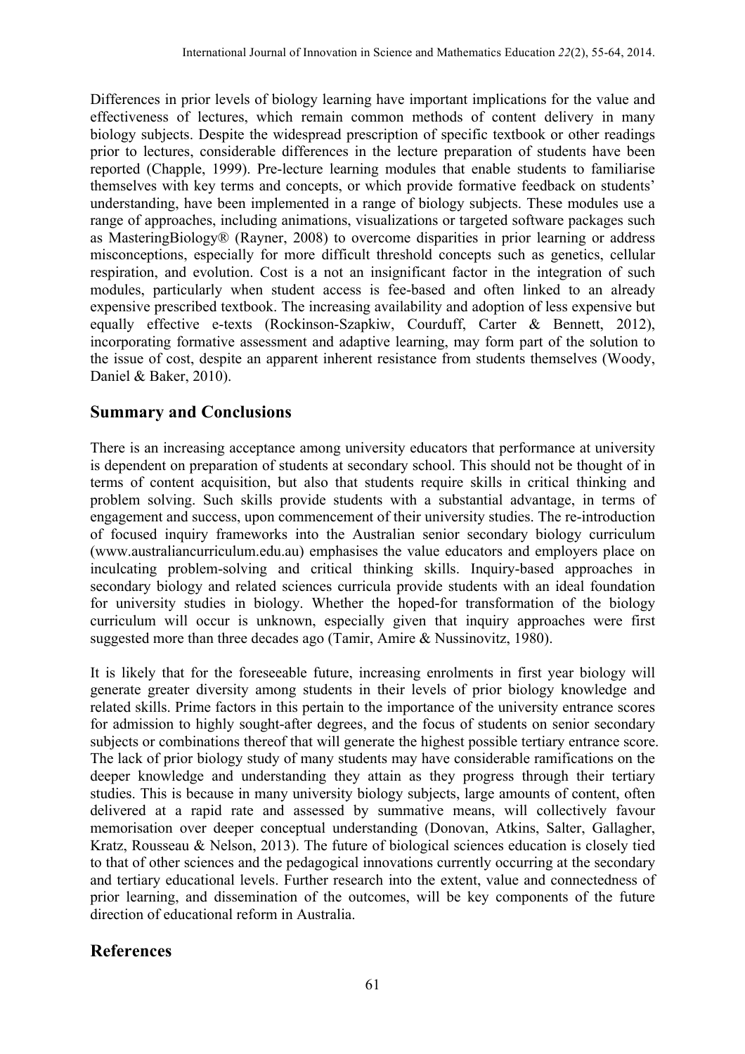Differences in prior levels of biology learning have important implications for the value and effectiveness of lectures, which remain common methods of content delivery in many biology subjects. Despite the widespread prescription of specific textbook or other readings prior to lectures, considerable differences in the lecture preparation of students have been reported (Chapple, 1999). Pre-lecture learning modules that enable students to familiarise themselves with key terms and concepts, or which provide formative feedback on students' understanding, have been implemented in a range of biology subjects. These modules use a range of approaches, including animations, visualizations or targeted software packages such as MasteringBiology® (Rayner, 2008) to overcome disparities in prior learning or address misconceptions, especially for more difficult threshold concepts such as genetics, cellular respiration, and evolution. Cost is a not an insignificant factor in the integration of such modules, particularly when student access is fee-based and often linked to an already expensive prescribed textbook. The increasing availability and adoption of less expensive but equally effective e-texts (Rockinson-Szapkiw, Courduff, Carter & Bennett, 2012), incorporating formative assessment and adaptive learning, may form part of the solution to the issue of cost, despite an apparent inherent resistance from students themselves (Woody, Daniel & Baker, 2010).

## Summary and Conclusions

There is an increasing acceptance among university educators that performance at university is dependent on preparation of students at secondary school. This should not be thought of in terms of content acquisition, but also that students require skills in critical thinking and problem solving. Such skills provide students with a substantial advantage, in terms of engagement and success, upon commencement of their university studies. The re-introduction of focused inquiry frameworks into the Australian senior secondary biology curriculum (www.australiancurriculum.edu.au) emphasises the value educators and employers place on inculcating problem-solving and critical thinking skills. Inquiry-based approaches in secondary biology and related sciences curricula provide students with an ideal foundation for university studies in biology. Whether the hoped-for transformation of the biology curriculum will occur is unknown, especially given that inquiry approaches were first suggested more than three decades ago (Tamir, Amire & Nussinovitz, 1980).

It is likely that for the foreseeable future, increasing enrolments in first year biology will generate greater diversity among students in their levels of prior biology knowledge and related skills. Prime factors in this pertain to the importance of the university entrance scores for admission to highly sought-after degrees, and the focus of students on senior secondary subjects or combinations thereof that will generate the highest possible tertiary entrance score. The lack of prior biology study of many students may have considerable ramifications on the deeper knowledge and understanding they attain as they progress through their tertiary studies. This is because in many university biology subjects, large amounts of content, often delivered at a rapid rate and assessed by summative means, will collectively favour memorisation over deeper conceptual understanding (Donovan, Atkins, Salter, Gallagher, Kratz, Rousseau & Nelson, 2013). The future of biological sciences education is closely tied to that of other sciences and the pedagogical innovations currently occurring at the secondary and tertiary educational levels. Further research into the extent, value and connectedness of prior learning, and dissemination of the outcomes, will be key components of the future direction of educational reform in Australia.

## References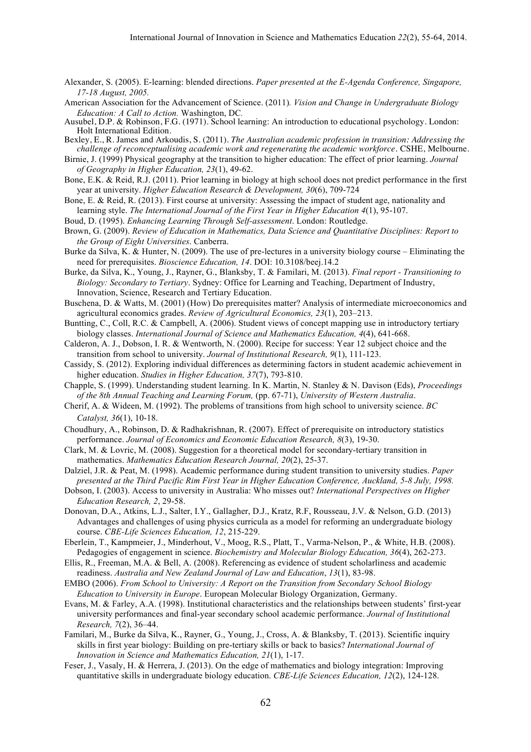Alexander, S. (2005). E-learning: blended directions. *Paper presented at the E-Agenda Conference, Singapore, 17-18 August, 2005.*

American Association for the Advancement of Science. (2011)*. Vision and Change in Undergraduate Biology Education: A Call to Action.* Washington, DC*.*

Ausubel, D.P. & Robinson, F.G. (1971). School learning: An introduction to educational psychology. London: Holt International Edition.

Bexley, E., R. James and Arkoudis, S. (2011). *The Australian academic profession in transition: Addressing the challenge of reconceptualising academic work and regenerating the academic workforce*. CSHE, Melbourne.

Birnie, J. (1999) Physical geography at the transition to higher education: The effect of prior learning. *Journal of Geography in Higher Education, 23*(1), 49-62.

Bone, E.K. & Reid, R.J. (2011). Prior learning in biology at high school does not predict performance in the first year at university. *Higher Education Research & Development, 30*(6), 709-724

Bone, E. & Reid, R. (2013). First course at university: Assessing the impact of student age, nationality and learning style. *The International Journal of the First Year in Higher Education 4*(1), 95-107.

Boud, D. (1995). *Enhancing Learning Through Self-assessment*. London: Routledge.

Brown, G. (2009). *Review of Education in Mathematics, Data Science and Quantitative Disciplines: Report to the Group of Eight Universities*. Canberra.

Burke da Silva, K. & Hunter, N. (2009). The use of pre-lectures in a university biology course – Eliminating the need for prerequisites. *Bioscience Education, 14*. DOI: 10.3108/beej.14.2

Burke, da Silva, K., Young, J., Rayner, G., Blanksby, T. & Familari, M. (2013). *Final report - Transitioning to Biology: Secondary to Tertiary*. Sydney: Office for Learning and Teaching, Department of Industry, Innovation, Science, Research and Tertiary Education.

Buschena, D. & Watts, M. (2001) (How) Do prerequisites matter? Analysis of intermediate microeconomics and agricultural economics grades. *Review of Agricultural Economics, 23*(1), 203–213.

Buntting, C., Coll, R.C. & Campbell, A. (2006). Student views of concept mapping use in introductory tertiary biology classes. *International Journal of Science and Mathematics Education, 4*(4), 641-668.

Calderon, A. J., Dobson, I. R. & Wentworth, N. (2000). Recipe for success: Year 12 subject choice and the transition from school to university. *Journal of Institutional Research, 9*(1), 111-123.

Cassidy, S. (2012). Exploring individual differences as determining factors in student academic achievement in higher education. *Studies in Higher Education, 37*(7), 793-810.

Chapple, S. (1999). Understanding student learning. In K. Martin, N. Stanley & N. Davison (Eds), *Proceedings of the 8th Annual Teaching and Learning Forum,* (pp. 67-71), *University of Western Australia*.

Cherif, A. & Wideen, M. (1992). The problems of transitions from high school to university science. *BC Catalyst, 36*(1), 10-18.

Choudhury, A., Robinson, D. & Radhakrishnan, R. (2007). Effect of prerequisite on introductory statistics performance. *Journal of Economics and Economic Education Research, 8*(3), 19-30.

Clark, M. & Lovric, M. (2008). Suggestion for a theoretical model for secondary-tertiary transition in mathematics. *Mathematics Education Research Journal, 20*(2), 25-37.

Dalziel, J.R. & Peat, M. (1998). Academic performance during student transition to university studies. *Paper presented at the Third Pacific Rim First Year in Higher Education Conference, Auckland, 5-8 July, 1998.*

Dobson, I. (2003). Access to university in Australia: Who misses out? *International Perspectives on Higher Education Research, 2*, 29-58.

Donovan, D.A., Atkins, L.J., Salter, I.Y., Gallagher, D.J., Kratz, R.F, Rousseau, J.V. & Nelson, G.D. (2013) Advantages and challenges of using physics curricula as a model for reforming an undergraduate biology course. *CBE-Life Sciences Education, 12*, 215-229.

Eberlein, T., Kampmeier, J., Minderhout, V., Moog, R.S., Platt, T., Varma-Nelson, P., & White, H.B. (2008). Pedagogies of engagement in science. *Biochemistry and Molecular Biology Education, 36*(4), 262-273.

Ellis, R., Freeman, M.A. & Bell, A. (2008). Referencing as evidence of student scholarliness and academic readiness. *Australia and New Zealand Journal of Law and Education*, *13*(1), 83-98.

EMBO (2006). *From School to University: A Report on the Transition from Secondary School Biology Education to University in Europe*. European Molecular Biology Organization, Germany.

Evans, M. & Farley, A.A. (1998). Institutional characteristics and the relationships between students' first-year university performances and final-year secondary school academic performance. *Journal of Institutional Research, 7*(2), 36–44.

Familari, M., Burke da Silva, K., Rayner, G., Young, J., Cross, A. & Blanksby, T. (2013). Scientific inquiry skills in first year biology: Building on pre-tertiary skills or back to basics? *International Journal of Innovation in Science and Mathematics Education, 21*(1), 1-17.

Feser, J., Vasaly, H. & Herrera, J. (2013). On the edge of mathematics and biology integration: Improving quantitative skills in undergraduate biology education. *CBE-Life Sciences Education, 12*(2), 124-128.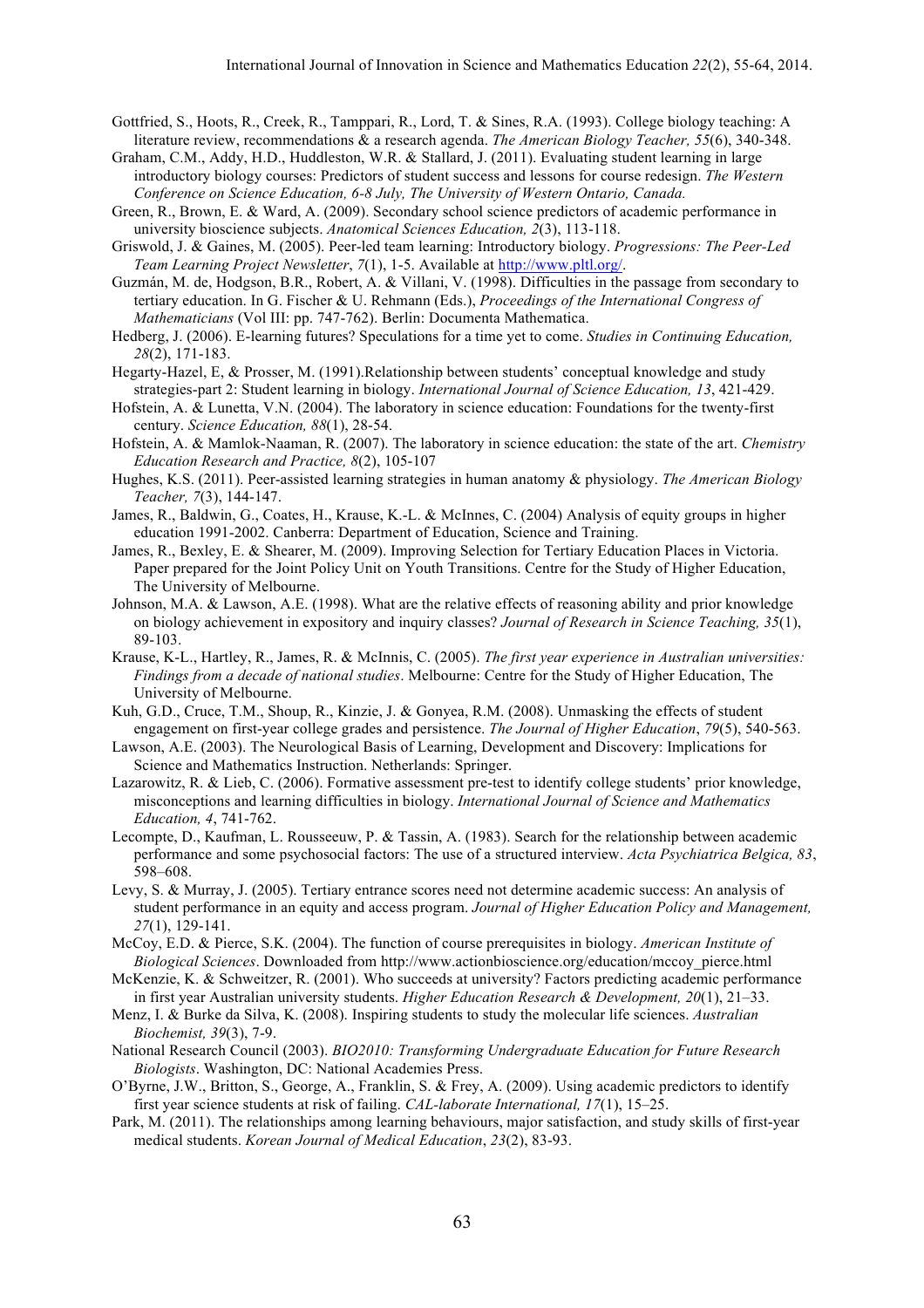Gottfried, S., Hoots, R., Creek, R., Tamppari, R., Lord, T. & Sines, R.A. (1993). College biology teaching: A literature review, recommendations & a research agenda. *The American Biology Teacher, 55*(6), 340-348.

Graham, C.M., Addy, H.D., Huddleston, W.R. & Stallard, J. (2011). Evaluating student learning in large introductory biology courses: Predictors of student success and lessons for course redesign. *The Western Conference on Science Education, 6-8 July, The University of Western Ontario, Canada.*

Green, R., Brown, E. & Ward, A. (2009). Secondary school science predictors of academic performance in university bioscience subjects. *Anatomical Sciences Education, 2*(3), 113-118.

Griswold, J. & Gaines, M. (2005). Peer-led team learning: Introductory biology. *Progressions: The Peer-Led Team Learning Project Newsletter*, *7*(1), 1-5. Available at http://www.pltl.org/.

Guzmán, M. de, Hodgson, B.R., Robert, A. & Villani, V. (1998). Difficulties in the passage from secondary to tertiary education. In G. Fischer & U. Rehmann (Eds.), *Proceedings of the International Congress of Mathematicians* (Vol III: pp. 747-762). Berlin: Documenta Mathematica.

Hedberg, J. (2006). E-learning futures? Speculations for a time yet to come. *Studies in Continuing Education, 28*(2), 171-183.

Hegarty-Hazel, E, & Prosser, M. (1991).Relationship between students' conceptual knowledge and study strategies-part 2: Student learning in biology. *International Journal of Science Education, 13*, 421-429.

Hofstein, A. & Lunetta, V.N. (2004). The laboratory in science education: Foundations for the twenty-first century. *Science Education, 88*(1), 28-54.

Hofstein, A. & Mamlok-Naaman, R. (2007). The laboratory in science education: the state of the art. *Chemistry Education Research and Practice, 8*(2), 105-107

Hughes, K.S. (2011). Peer-assisted learning strategies in human anatomy & physiology. *The American Biology Teacher, 7*(3), 144-147.

James, R., Baldwin, G., Coates, H., Krause, K.-L. & McInnes, C. (2004) Analysis of equity groups in higher education 1991-2002. Canberra: Department of Education, Science and Training.

James, R., Bexley, E. & Shearer, M. (2009). Improving Selection for Tertiary Education Places in Victoria. Paper prepared for the Joint Policy Unit on Youth Transitions. Centre for the Study of Higher Education, The University of Melbourne.

Johnson, M.A. & Lawson, A.E. (1998). What are the relative effects of reasoning ability and prior knowledge on biology achievement in expository and inquiry classes? *Journal of Research in Science Teaching, 35*(1), 89-103.

Krause, K-L., Hartley, R., James, R. & McInnis, C. (2005). *The first year experience in Australian universities: Findings from a decade of national studies*. Melbourne: Centre for the Study of Higher Education, The University of Melbourne.

Kuh, G.D., Cruce, T.M., Shoup, R., Kinzie, J. & Gonyea, R.M. (2008). Unmasking the effects of student engagement on first-year college grades and persistence. *The Journal of Higher Education*, *79*(5), 540-563.

Lawson, A.E. (2003). The Neurological Basis of Learning, Development and Discovery: Implications for Science and Mathematics Instruction. Netherlands: Springer.

Lazarowitz, R. & Lieb, C. (2006). Formative assessment pre-test to identify college students' prior knowledge, misconceptions and learning difficulties in biology. *International Journal of Science and Mathematics Education, 4*, 741-762.

Lecompte, D., Kaufman, L. Rousseeuw, P. & Tassin, A. (1983). Search for the relationship between academic performance and some psychosocial factors: The use of a structured interview. *Acta Psychiatrica Belgica, 83*, 598–608.

Levy, S. & Murray, J. (2005). Tertiary entrance scores need not determine academic success: An analysis of student performance in an equity and access program. *Journal of Higher Education Policy and Management, 27*(1), 129-141.

McCoy, E.D. & Pierce, S.K. (2004). The function of course prerequisites in biology. *American Institute of Biological Sciences*. Downloaded from http://www.actionbioscience.org/education/mccoy_pierce.html

McKenzie, K. & Schweitzer, R. (2001). Who succeeds at university? Factors predicting academic performance in first year Australian university students. *Higher Education Research & Development, 20*(1), 21–33.

Menz, I. & Burke da Silva, K. (2008). Inspiring students to study the molecular life sciences. *Australian Biochemist, 39*(3), 7-9.

National Research Council (2003). *BIO2010: Transforming Undergraduate Education for Future Research Biologists*. Washington, DC: National Academies Press.

O'Byrne, J.W., Britton, S., George, A., Franklin, S. & Frey, A. (2009). Using academic predictors to identify first year science students at risk of failing. *CAL-laborate International, 17*(1), 15–25.

Park, M. (2011). The relationships among learning behaviours, major satisfaction, and study skills of first-year medical students. *Korean Journal of Medical Education*, *23*(2), 83-93.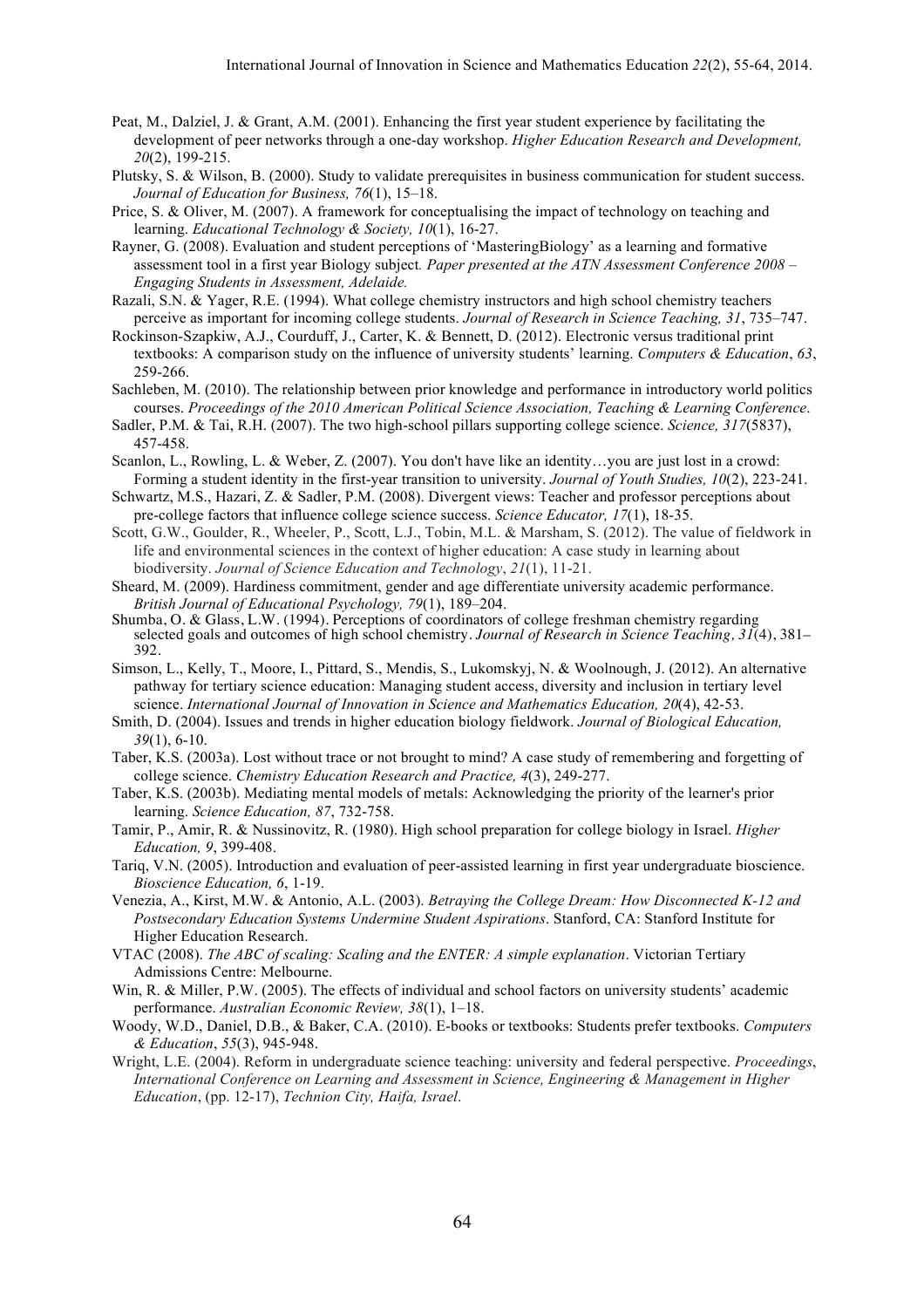Peat, M., Dalziel, J. & Grant, A.M. (2001). Enhancing the first year student experience by facilitating the development of peer networks through a one-day workshop. *Higher Education Research and Development, 20*(2), 199-215.

Plutsky, S. & Wilson, B. (2000). Study to validate prerequisites in business communication for student success. *Journal of Education for Business, 76*(1), 15–18.

Price, S. & Oliver, M. (2007). A framework for conceptualising the impact of technology on teaching and learning. *Educational Technology & Society, 10*(1), 16-27.

Rayner, G. (2008). Evaluation and student perceptions of 'MasteringBiology' as a learning and formative assessment tool in a first year Biology subject*. Paper presented at the ATN Assessment Conference 2008 – Engaging Students in Assessment, Adelaide.*

Razali, S.N. & Yager, R.E. (1994). What college chemistry instructors and high school chemistry teachers perceive as important for incoming college students. *Journal of Research in Science Teaching, 31*, 735–747.

Rockinson-Szapkiw, A.J., Courduff, J., Carter, K. & Bennett, D. (2012). Electronic versus traditional print textbooks: A comparison study on the influence of university students' learning. *Computers & Education*, *63*, 259-266.

Sachleben, M. (2010). The relationship between prior knowledge and performance in introductory world politics courses. *Proceedings of the 2010 American Political Science Association, Teaching & Learning Conference*.

Sadler, P.M. & Tai, R.H. (2007). The two high-school pillars supporting college science. *Science, 317*(5837), 457-458.

Scanlon, L., Rowling, L. & Weber, Z. (2007). You don't have like an identity…you are just lost in a crowd: Forming a student identity in the first-year transition to university. *Journal of Youth Studies, 10*(2), 223-241.

Schwartz, M.S., Hazari, Z. & Sadler, P.M. (2008). Divergent views: Teacher and professor perceptions about pre-college factors that influence college science success. *Science Educator, 17*(1), 18-35.

Scott, G.W., Goulder, R., Wheeler, P., Scott, L.J., Tobin, M.L. & Marsham, S. (2012). The value of fieldwork in life and environmental sciences in the context of higher education: A case study in learning about biodiversity. *Journal of Science Education and Technology*, *21*(1), 11-21.

Sheard, M. (2009). Hardiness commitment, gender and age differentiate university academic performance. *British Journal of Educational Psychology, 79*(1), 189–204.

Shumba, O. & Glass, L.W. (1994). Perceptions of coordinators of college freshman chemistry regarding selected goals and outcomes of high school chemistry. *Journal of Research in Science Teaching*, *31*(4), 381–392.

Simson, L., Kelly, T., Moore, I., Pittard, S., Mendis, S., Lukomskyj, N. & Woolnough, J. (2012). An alternative pathway for tertiary science education: Managing student access, diversity and inclusion in tertiary level science. *International Journal of Innovation in Science and Mathematics Education, 20*(4), 42-53.

Smith, D. (2004). Issues and trends in higher education biology fieldwork. *Journal of Biological Education, 39*(1), 6-10.

Taber, K.S. (2003a). Lost without trace or not brought to mind? A case study of remembering and forgetting of college science. *Chemistry Education Research and Practice, 4*(3), 249-277.

Taber, K.S. (2003b). Mediating mental models of metals: Acknowledging the priority of the learner's prior learning. *Science Education, 87*, 732-758.

Tamir, P., Amir, R. & Nussinovitz, R. (1980). High school preparation for college biology in Israel. *Higher Education, 9*, 399-408.

Tariq, V.N. (2005). Introduction and evaluation of peer-assisted learning in first year undergraduate bioscience. *Bioscience Education, 6*, 1-19.

Venezia, A., Kirst, M.W. & Antonio, A.L. (2003). *Betraying the College Dream: How Disconnected K-12 and Postsecondary Education Systems Undermine Student Aspirations*. Stanford, CA: Stanford Institute for Higher Education Research.

VTAC (2008). *The ABC of scaling: Scaling and the ENTER: A simple explanation*. Victorian Tertiary Admissions Centre: Melbourne.

Win, R. & Miller, P.W. (2005). The effects of individual and school factors on university students' academic performance. *Australian Economic Review, 38*(1), 1–18.

Woody, W.D., Daniel, D.B., & Baker, C.A. (2010). E-books or textbooks: Students prefer textbooks. *Computers & Education*, *55*(3), 945-948.

Wright, L.E. (2004). Reform in undergraduate science teaching: university and federal perspective. *Proceedings*, *International Conference on Learning and Assessment in Science, Engineering & Management in Higher Education*, (pp. 12-17), *Technion City, Haifa, Israel*.